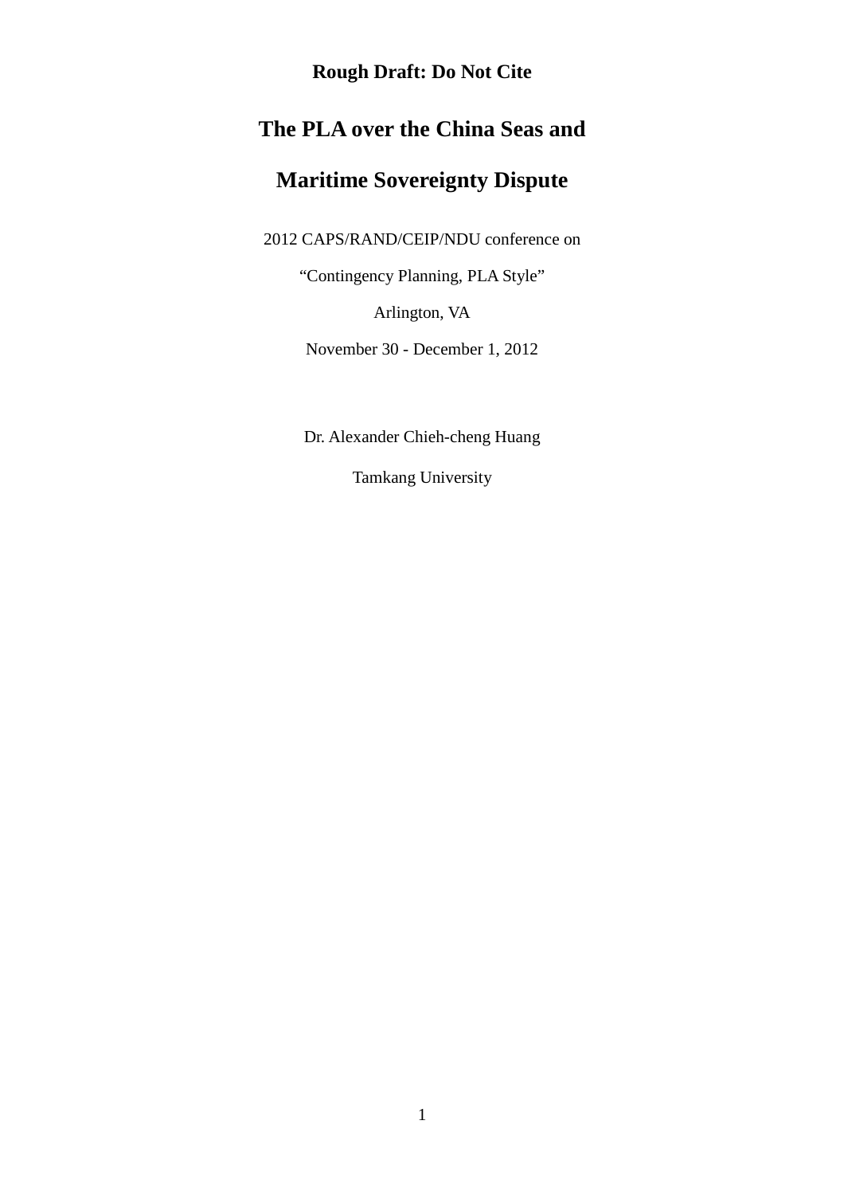**Rough Draft: Do Not Cite**

# The PLA over the China Seas and Maritime Sovereignty Dispute

2012 CAPS/RAND/CEIP/NDU conference on

“Contingency Planning, PLA Style”

Arlington, VA

November 30 - December 1, 2012

Dr. Alexander Chieh-cheng Huang

Tamkang University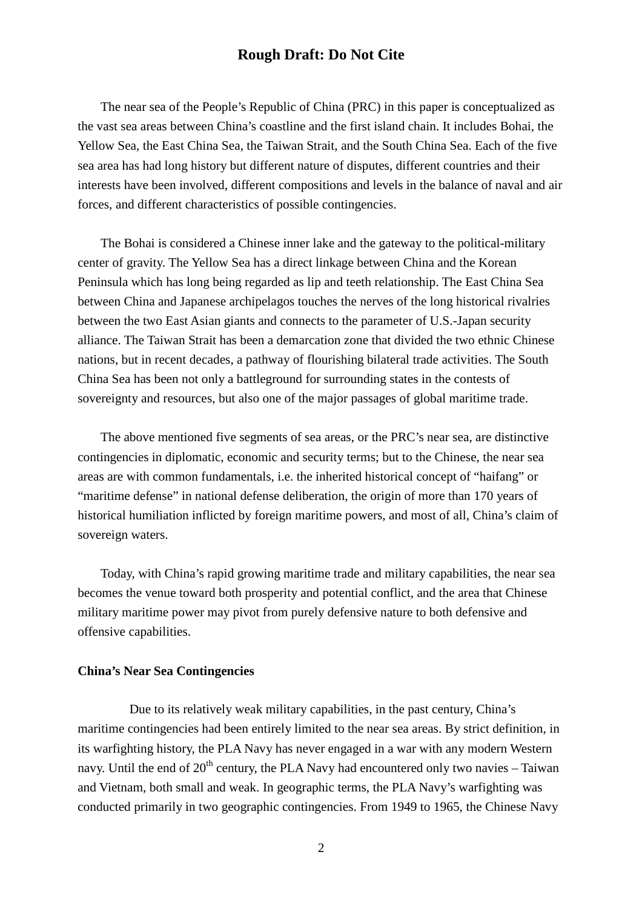The near sea of the People's Republic of China (PRC) in this paper is conceptualized as the vast sea areas between China's coastline and the first island chain. It includes Bohai, the Yellow Sea, the East China Sea, the Taiwan Strait, and the South China Sea. Each of the five sea area has had long history but different nature of disputes, different countries and their interests have been involved, different compositions and levels in the balance of naval and air forces, and different characteristics of possible contingencies.

The Bohai is considered a Chinese inner lake and the gateway to the political-military center of gravity. The Yellow Sea has a direct linkage between China and the Korean Peninsula which has long being regarded as lip and teeth relationship. The East China Sea between China and Japanese archipelagos touches the nerves of the long historical rivalries between the two East Asian giants and connects to the parameter of U.S.-Japan security alliance. The Taiwan Strait has been a demarcation zone that divided the two ethnic Chinese nations, but in recent decades, a pathway of flourishing bilateral trade activities. The South China Sea has been not only a battleground for surrounding states in the contests of sovereignty and resources, but also one of the major passages of global maritime trade.

The above mentioned five segments of sea areas, or the PRC's near sea, are distinctive contingencies in diplomatic, economic and security terms; but to the Chinese, the near sea areas are with common fundamentals, i.e. the inherited historical concept of "haifang" or "maritime defense" in national defense deliberation, the origin of more than 170 years of historical humiliation inflicted by foreign maritime powers, and most of all, China's claim of sovereign waters.

Today, with China's rapid growing maritime trade and military capabilities, the near sea becomes the venue toward both prosperity and potential conflict, and the area that Chinese military maritime power may pivot from purely defensive nature to both defensive and offensive capabilities.

**China's Near Sea Contingencies**

Due to its relatively weak military capabilities, in the past century, China's maritime contingencies had been entirely limited to the near sea areas. By strict definition, in its warfighting history, the PLA Navy has never engaged in a war with any modern Western navy. Until the end of 20th century, the PLA Navy had encountered only two navies – Taiwan and Vietnam, both small and weak. In geographic terms, the PLA Navy's warfighting was conducted primarily in two geographic contingencies. From 1949 to 1965, the Chinese Navy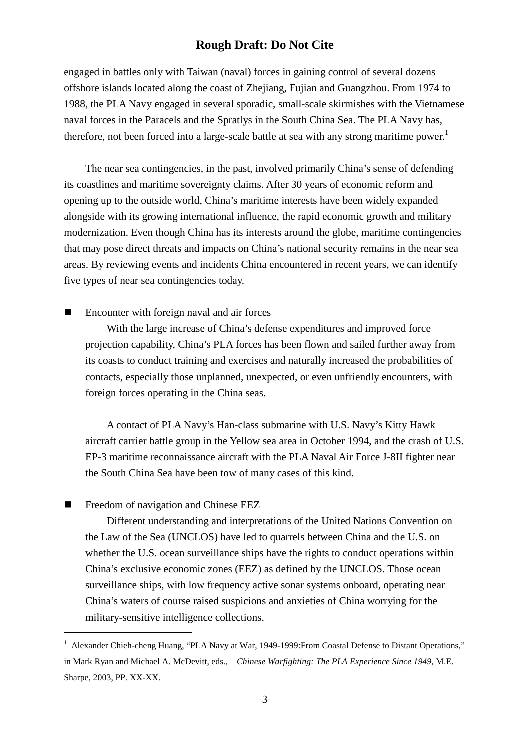engaged in battles only with Taiwan (naval) forces in gaining control of several dozens offshore islands located along the coast of Zhejiang, Fujian and Guangzhou. From 1974 to 1988, the PLA Navy engaged in several sporadic, small-scale skirmishes with the Vietnamese naval forces in the Paracels and the Spratlys in the South China Sea. The PLA Navy has, therefore, not been forced into a large-scale battle at sea with any strong maritime power.[1]

The near sea contingencies, in the past, involved primarily China's sense of defending its coastlines and maritime sovereignty claims. After 30 years of economic reform and opening up to the outside world, China's maritime interests have been widely expanded alongside with its growing international influence, the rapid economic growth and military modernization. Even though China has its interests around the globe, maritime contingencies that may pose direct threats and impacts on China's national security remains in the near sea areas. By reviewing events and incidents China encountered in recent years, we can identify five types of near sea contingencies today.

- Encounter with foreign naval and air forces

  With the large increase of China's defense expenditures and improved force projection capability, China's PLA forces has been flown and sailed further away from its coasts to conduct training and exercises and naturally increased the probabilities of contacts, especially those unplanned, unexpected, or even unfriendly encounters, with foreign forces operating in the China seas.

  A contact of PLA Navy's Han-class submarine with U.S. Navy's Kitty Hawk aircraft carrier battle group in the Yellow sea area in October 1994, and the crash of U.S. EP-3 maritime reconnaissance aircraft with the PLA Naval Air Force J-8II fighter near the South China Sea have been tow of many cases of this kind.

- Freedom of navigation and Chinese EEZ

  Different understanding and interpretations of the United Nations Convention on the Law of the Sea (UNCLOS) have led to quarrels between China and the U.S. on whether the U.S. ocean surveillance ships have the rights to conduct operations within China's exclusive economic zones (EEZ) as defined by the UNCLOS. Those ocean surveillance ships, with low frequency active sonar systems onboard, operating near China's waters of course raised suspicions and anxieties of China worrying for the military-sensitive intelligence collections.

---

[1] Alexander Chieh-cheng Huang, "PLA Navy at War, 1949-1999:From Coastal Defense to Distant Operations," in Mark Ryan and Michael A. McDevitt, eds., *Chinese Warfighting: The PLA Experience Since 1949*, M.E. Sharpe, 2003, PP. XX-XX.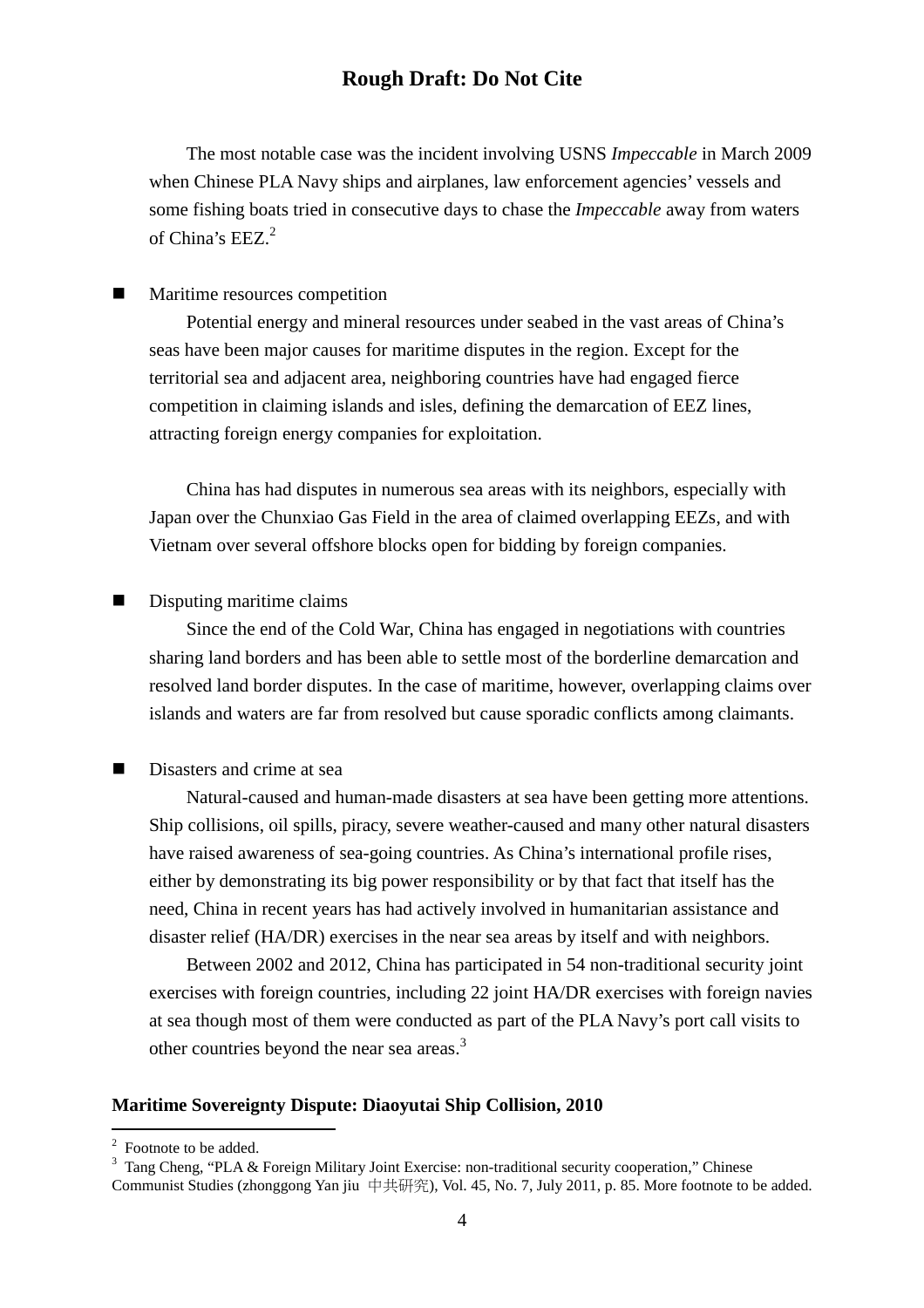The most notable case was the incident involving USNS *Impeccable* in March 2009 when Chinese PLA Navy ships and airplanes, law enforcement agencies' vessels and some fishing boats tried in consecutive days to chase the *Impeccable* away from waters of China's EEZ.[2]

- Maritime resources competition

Potential energy and mineral resources under seabed in the vast areas of China's seas have been major causes for maritime disputes in the region. Except for the territorial sea and adjacent area, neighboring countries have had engaged fierce competition in claiming islands and isles, defining the demarcation of EEZ lines, attracting foreign energy companies for exploitation.

China has had disputes in numerous sea areas with its neighbors, especially with Japan over the Chunxiao Gas Field in the area of claimed overlapping EEZs, and with Vietnam over several offshore blocks open for bidding by foreign companies.

- Disputing maritime claims

Since the end of the Cold War, China has engaged in negotiations with countries sharing land borders and has been able to settle most of the borderline demarcation and resolved land border disputes. In the case of maritime, however, overlapping claims over islands and waters are far from resolved but cause sporadic conflicts among claimants.

- Disasters and crime at sea

Natural-caused and human-made disasters at sea have been getting more attentions. Ship collisions, oil spills, piracy, severe weather-caused and many other natural disasters have raised awareness of sea-going countries. As China's international profile rises, either by demonstrating its big power responsibility or by that fact that itself has the need, China in recent years has had actively involved in humanitarian assistance and disaster relief (HA/DR) exercises in the near sea areas by itself and with neighbors.

Between 2002 and 2012, China has participated in 54 non-traditional security joint exercises with foreign countries, including 22 joint HA/DR exercises with foreign navies at sea though most of them were conducted as part of the PLA Navy's port call visits to other countries beyond the near sea areas.[3]

**Maritime Sovereignty Dispute: Diaoyutai Ship Collision, 2010**

---

[2] Footnote to be added.

[3] Tang Cheng, "PLA & Foreign Military Joint Exercise: non-traditional security cooperation," Chinese Communist Studies (zhonggong Yan jiu 中共研究), Vol. 45, No. 7, July 2011, p. 85. More footnote to be added.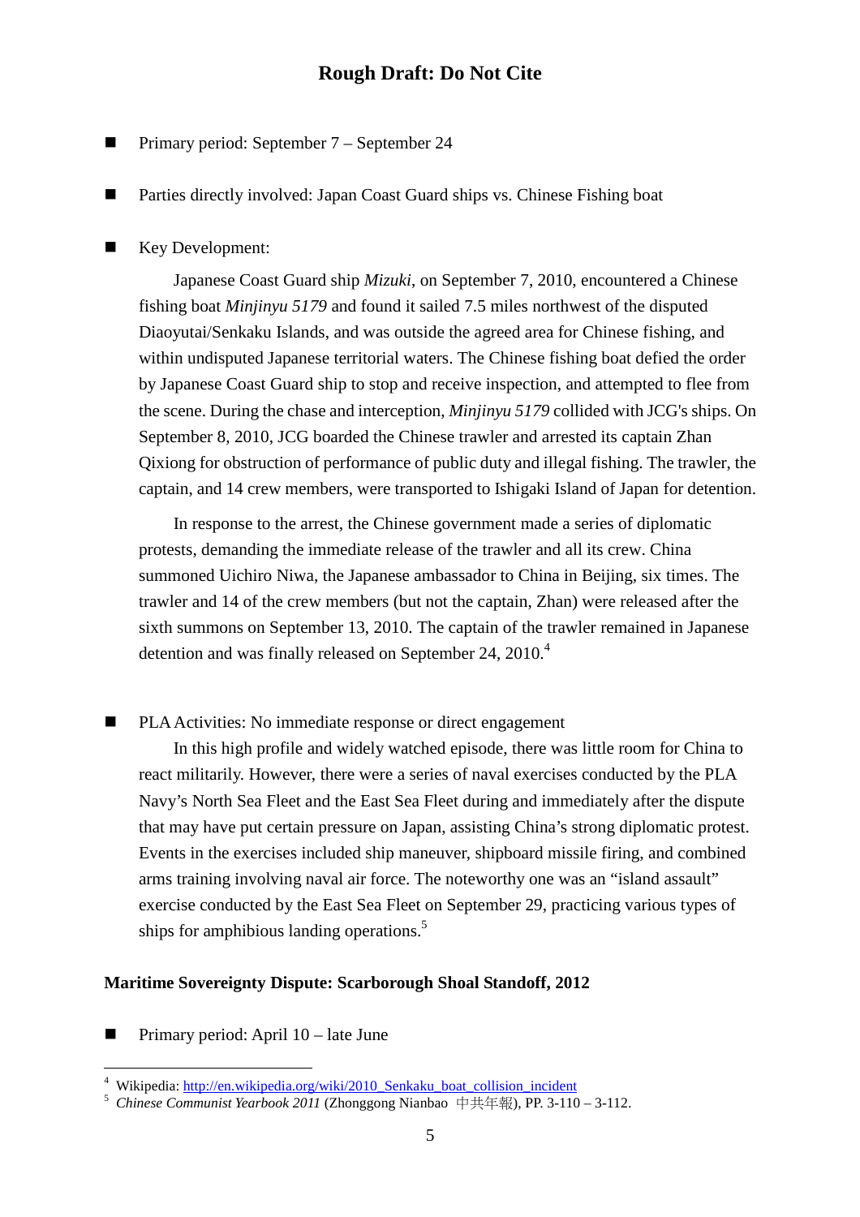**Rough Draft: Do Not Cite**

- Primary period: September 7 – September 24

- Parties directly involved: Japan Coast Guard ships vs. Chinese Fishing boat

- Key Development:

  Japanese Coast Guard ship *Mizuki*, on September 7, 2010, encountered a Chinese fishing boat *Minjinyu 5179* and found it sailed 7.5 miles northwest of the disputed Diaoyutai/Senkaku Islands, and was outside the agreed area for Chinese fishing, and within undisputed Japanese territorial waters. The Chinese fishing boat defied the order by Japanese Coast Guard ship to stop and receive inspection, and attempted to flee from the scene. During the chase and interception, *Minjinyu 5179* collided with JCG's ships. On September 8, 2010, JCG boarded the Chinese trawler and arrested its captain Zhan Qixiong for obstruction of performance of public duty and illegal fishing. The trawler, the captain, and 14 crew members, were transported to Ishigaki Island of Japan for detention.

  In response to the arrest, the Chinese government made a series of diplomatic protests, demanding the immediate release of the trawler and all its crew. China summoned Uichiro Niwa, the Japanese ambassador to China in Beijing, six times. The trawler and 14 of the crew members (but not the captain, Zhan) were released after the sixth summons on September 13, 2010. The captain of the trawler remained in Japanese detention and was finally released on September 24, 2010.[4]

- PLA Activities: No immediate response or direct engagement

  In this high profile and widely watched episode, there was little room for China to react militarily. However, there were a series of naval exercises conducted by the PLA Navy's North Sea Fleet and the East Sea Fleet during and immediately after the dispute that may have put certain pressure on Japan, assisting China's strong diplomatic protest. Events in the exercises included ship maneuver, shipboard missile firing, and combined arms training involving naval air force. The noteworthy one was an "island assault" exercise conducted by the East Sea Fleet on September 29, practicing various types of ships for amphibious landing operations.[5]

**Maritime Sovereignty Dispute: Scarborough Shoal Standoff, 2012**

- Primary period: April 10 – late June

---

[4] Wikipedia: http://en.wikipedia.org/wiki/2010_Senkaku_boat_collision_incident

[5] *Chinese Communist Yearbook 2011* (Zhonggong Nianbao 中共年報), PP. 3-110 – 3-112.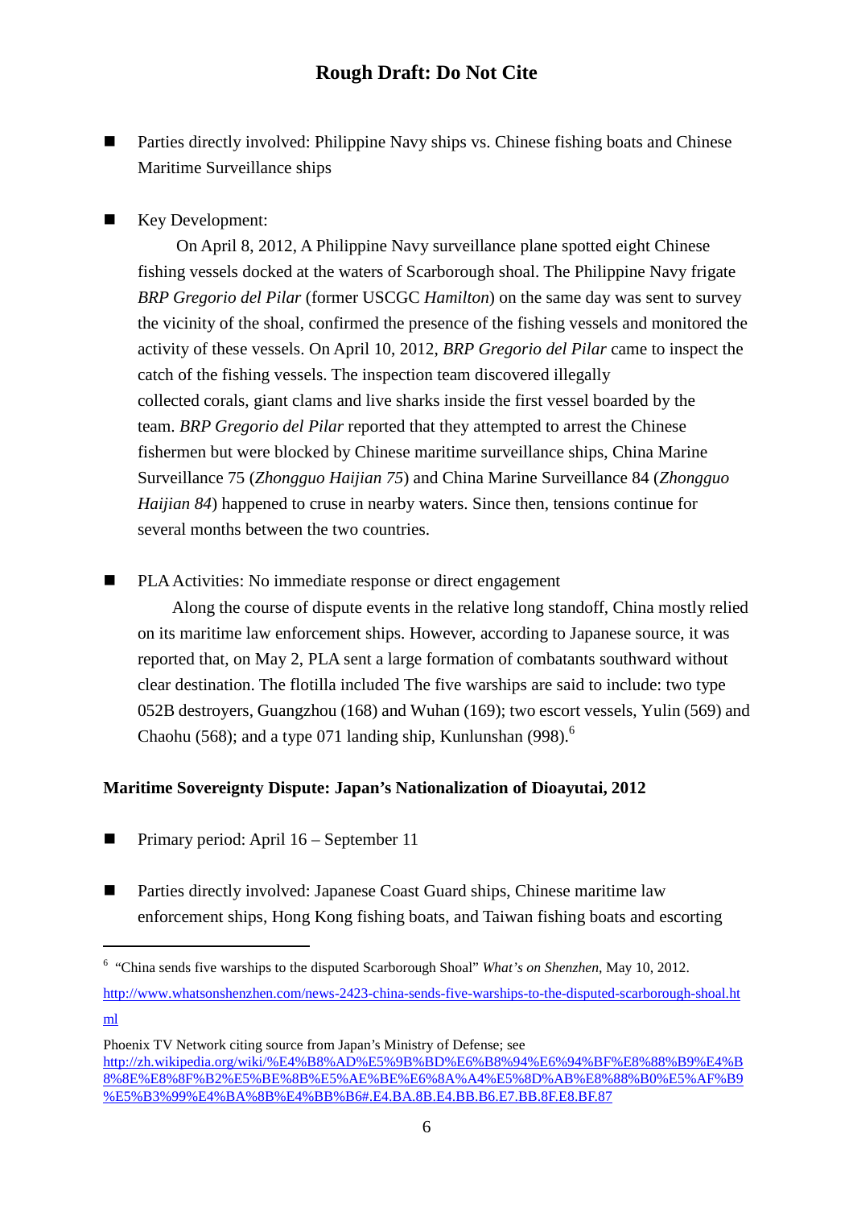- Parties directly involved: Philippine Navy ships vs. Chinese fishing boats and Chinese Maritime Surveillance ships

- Key Development:

  On April 8, 2012, A Philippine Navy surveillance plane spotted eight Chinese fishing vessels docked at the waters of Scarborough shoal. The Philippine Navy frigate *BRP Gregorio del Pilar* (former USCGC *Hamilton*) on the same day was sent to survey the vicinity of the shoal, confirmed the presence of the fishing vessels and monitored the activity of these vessels. On April 10, 2012, *BRP Gregorio del Pilar* came to inspect the catch of the fishing vessels. The inspection team discovered illegally collected corals, giant clams and live sharks inside the first vessel boarded by the team. *BRP Gregorio del Pilar* reported that they attempted to arrest the Chinese fishermen but were blocked by Chinese maritime surveillance ships, China Marine Surveillance 75 (*Zhongguo Haijian 75*) and China Marine Surveillance 84 (*Zhongguo Haijian 84*) happened to cruse in nearby waters. Since then, tensions continue for several months between the two countries.

- PLA Activities: No immediate response or direct engagement

  Along the course of dispute events in the relative long standoff, China mostly relied on its maritime law enforcement ships. However, according to Japanese source, it was reported that, on May 2, PLA sent a large formation of combatants southward without clear destination. The flotilla included The five warships are said to include: two type 052B destroyers, Guangzhou (168) and Wuhan (169); two escort vessels, Yulin (569) and Chaohu (568); and a type 071 landing ship, Kunlunshan (998).[6]

**Maritime Sovereignty Dispute: Japan's Nationalization of Dioayutai, 2012**

- Primary period: April 16 – September 11

- Parties directly involved: Japanese Coast Guard ships, Chinese maritime law enforcement ships, Hong Kong fishing boats, and Taiwan fishing boats and escorting

---

[6] "China sends five warships to the disputed Scarborough Shoal" *What's on Shenzhen*, May 10, 2012. http://www.whatsonshenzhen.com/news-2423-china-sends-five-warships-to-the-disputed-scarborough-shoal.html

Phoenix TV Network citing source from Japan's Ministry of Defense; see http://zh.wikipedia.org/wiki/%E4%B8%AD%E5%9B%BD%E6%B8%94%E6%94%BF%E8%88%B9%E4%B8%8E%E8%8F%B2%E5%BE%8B%E5%AE%BE%E6%8A%A4%E5%8D%AB%E8%88%B0%E5%AF%B9%E5%B3%99%E4%BA%8B%E4%BB%B6#.E4.BA.8B.E4.BB.B6.E7.BB.8F.E8.BF.87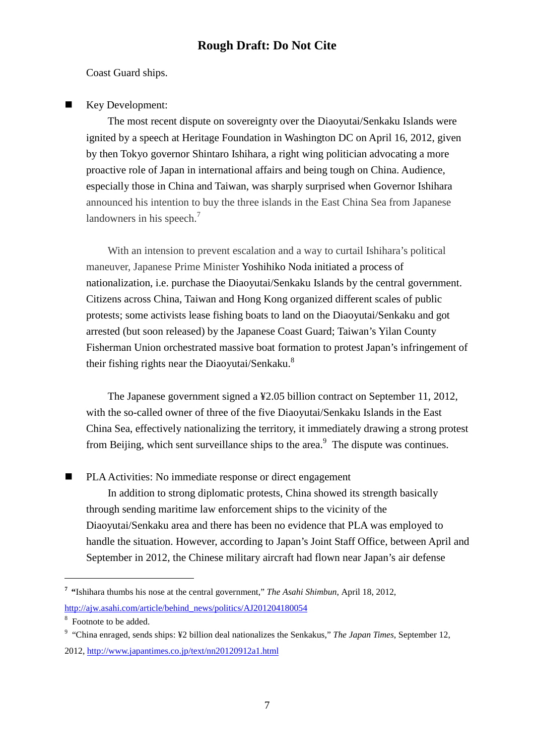Coast Guard ships.

- Key Development:

  The most recent dispute on sovereignty over the Diaoyutai/Senkaku Islands were ignited by a speech at Heritage Foundation in Washington DC on April 16, 2012, given by then Tokyo governor Shintaro Ishihara, a right wing politician advocating a more proactive role of Japan in international affairs and being tough on China. Audience, especially those in China and Taiwan, was sharply surprised when Governor Ishihara announced his intention to buy the three islands in the East China Sea from Japanese landowners in his speech.[7]

  With an intension to prevent escalation and a way to curtail Ishihara's political maneuver, Japanese Prime Minister Yoshihiko Noda initiated a process of nationalization, i.e. purchase the Diaoyutai/Senkaku Islands by the central government. Citizens across China, Taiwan and Hong Kong organized different scales of public protests; some activists lease fishing boats to land on the Diaoyutai/Senkaku and got arrested (but soon released) by the Japanese Coast Guard; Taiwan's Yilan County Fisherman Union orchestrated massive boat formation to protest Japan's infringement of their fishing rights near the Diaoyutai/Senkaku.[8]

  The Japanese government signed a ¥2.05 billion contract on September 11, 2012, with the so-called owner of three of the five Diaoyutai/Senkaku Islands in the East China Sea, effectively nationalizing the territory, it immediately drawing a strong protest from Beijing, which sent surveillance ships to the area.[9] The dispute was continues.

- PLA Activities: No immediate response or direct engagement

  In addition to strong diplomatic protests, China showed its strength basically through sending maritime law enforcement ships to the vicinity of the Diaoyutai/Senkaku area and there has been no evidence that PLA was employed to handle the situation. However, according to Japan's Joint Staff Office, between April and September in 2012, the Chinese military aircraft had flown near Japan's air defense

---

[7] "Ishihara thumbs his nose at the central government," *The Asahi Shimbun*, April 18, 2012, http://ajw.asahi.com/article/behind_news/politics/AJ201204180054

[8] Footnote to be added.

[9] "China enraged, sends ships: ¥2 billion deal nationalizes the Senkakus," *The Japan Times*, September 12, 2012, http://www.japantimes.co.jp/text/nn20120912a1.html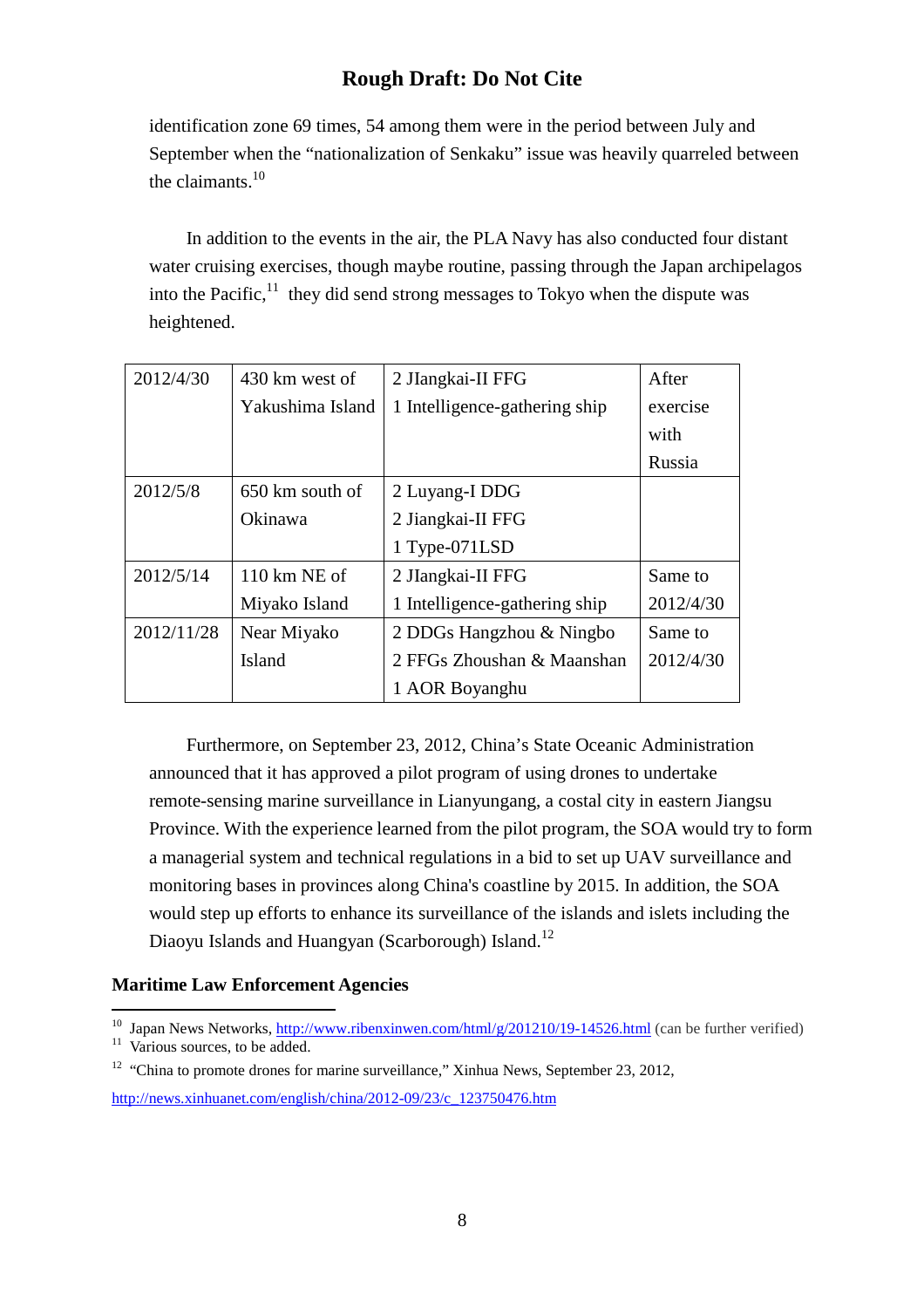identification zone 69 times, 54 among them were in the period between July and September when the "nationalization of Senkaku" issue was heavily quarreled between the claimants.[10]

In addition to the events in the air, the PLA Navy has also conducted four distant water cruising exercises, though maybe routine, passing through the Japan archipelagos into the Pacific,[11] they did send strong messages to Tokyo when the dispute was heightened.

| | | | |
|---|---|---|---|
| 2012/4/30 | 430 km west of Yakushima Island | 2 JIangkai-II FFG<br>1 Intelligence-gathering ship | After exercise with Russia |
| 2012/5/8 | 650 km south of Okinawa | 2 Luyang-I DDG<br>2 Jiangkai-II FFG<br>1 Type-071LSD | |
| 2012/5/14 | 110 km NE of Miyako Island | 2 JIangkai-II FFG<br>1 Intelligence-gathering ship | Same to 2012/4/30 |
| 2012/11/28 | Near Miyako Island | 2 DDGs Hangzhou & Ningbo<br>2 FFGs Zhoushan & Maanshan<br>1 AOR Boyanghu | Same to 2012/4/30 |

Furthermore, on September 23, 2012, China's State Oceanic Administration announced that it has approved a pilot program of using drones to undertake remote-sensing marine surveillance in Lianyungang, a costal city in eastern Jiangsu Province. With the experience learned from the pilot program, the SOA would try to form a managerial system and technical regulations in a bid to set up UAV surveillance and monitoring bases in provinces along China's coastline by 2015. In addition, the SOA would step up efforts to enhance its surveillance of the islands and islets including the Diaoyu Islands and Huangyan (Scarborough) Island.[12]

**Maritime Law Enforcement Agencies**

---

[10] Japan News Networks, http://www.ribenxinwen.com/html/g/201210/19-14526.html (can be further verified)

[11] Various sources, to be added.

[12] "China to promote drones for marine surveillance," Xinhua News, September 23, 2012, http://news.xinhuanet.com/english/china/2012-09/23/c_123750476.htm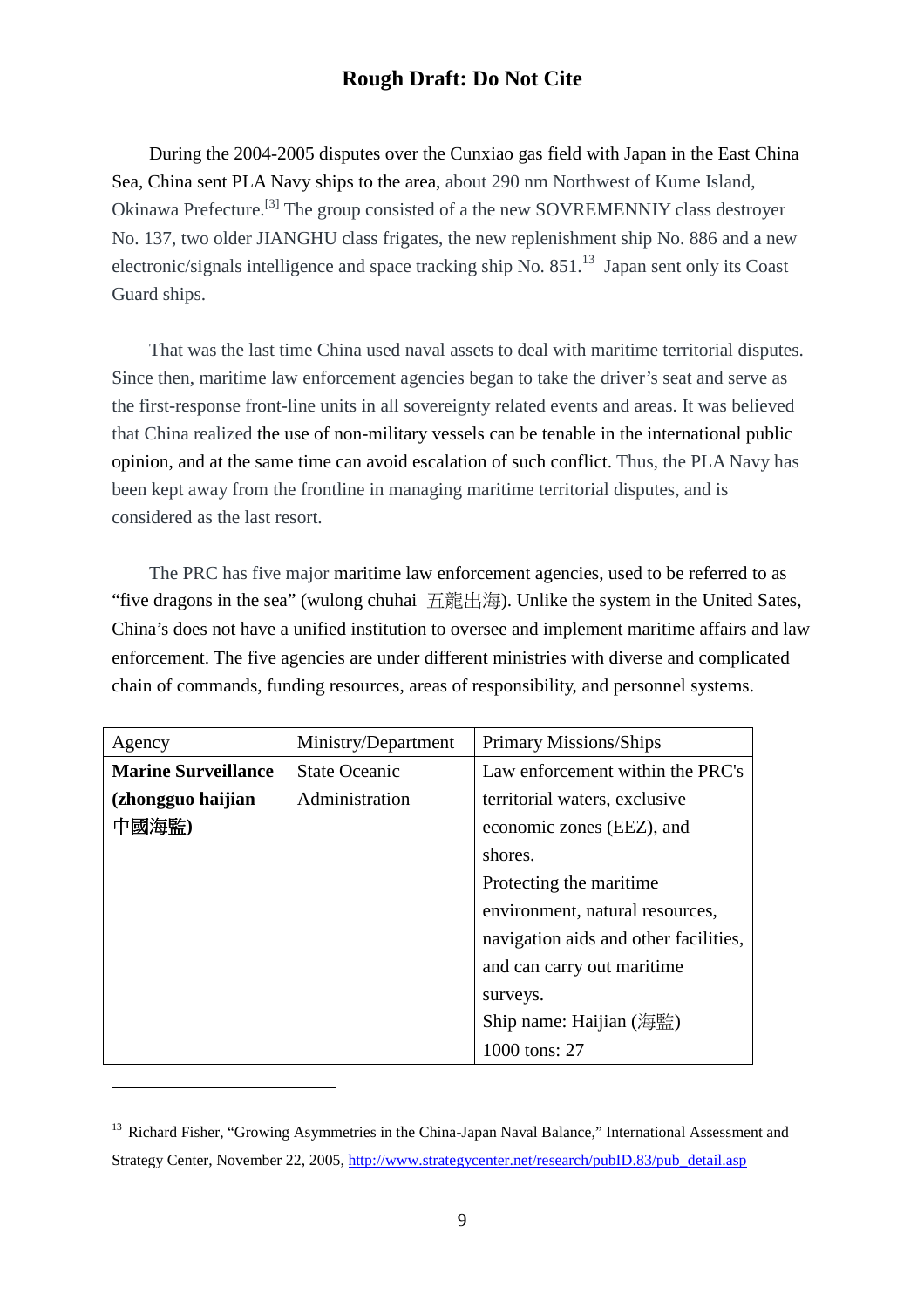During the 2004-2005 disputes over the Cunxiao gas field with Japan in the East China Sea, China sent PLA Navy ships to the area, about 290 nm Northwest of Kume Island, Okinawa Prefecture.[3] The group consisted of a the new SOVREMENNIY class destroyer No. 137, two older JIANGHU class frigates, the new replenishment ship No. 886 and a new electronic/signals intelligence and space tracking ship No. 851.[13] Japan sent only its Coast Guard ships.

That was the last time China used naval assets to deal with maritime territorial disputes. Since then, maritime law enforcement agencies began to take the driver's seat and serve as the first-response front-line units in all sovereignty related events and areas. It was believed that China realized the use of non-military vessels can be tenable in the international public opinion, and at the same time can avoid escalation of such conflict. Thus, the PLA Navy has been kept away from the frontline in managing maritime territorial disputes, and is considered as the last resort.

The PRC has five major maritime law enforcement agencies, used to be referred to as "five dragons in the sea" (wulong chuhai 五龍出海). Unlike the system in the United Sates, China's does not have a unified institution to oversee and implement maritime affairs and law enforcement. The five agencies are under different ministries with diverse and complicated chain of commands, funding resources, areas of responsibility, and personnel systems.

| Agency | Ministry/Department | Primary Missions/Ships |
|---|---|---|
| **Marine Surveillance (zhongguo haijian 中國海監)** | State Oceanic Administration | Law enforcement within the PRC's territorial waters, exclusive economic zones (EEZ), and shores.<br>Protecting the maritime environment, natural resources, navigation aids and other facilities, and can carry out maritime surveys.<br>Ship name: Haijian (海監)<br>1000 tons: 27 |

[13] Richard Fisher, "Growing Asymmetries in the China-Japan Naval Balance," International Assessment and Strategy Center, November 22, 2005, http://www.strategycenter.net/research/pubID.83/pub_detail.asp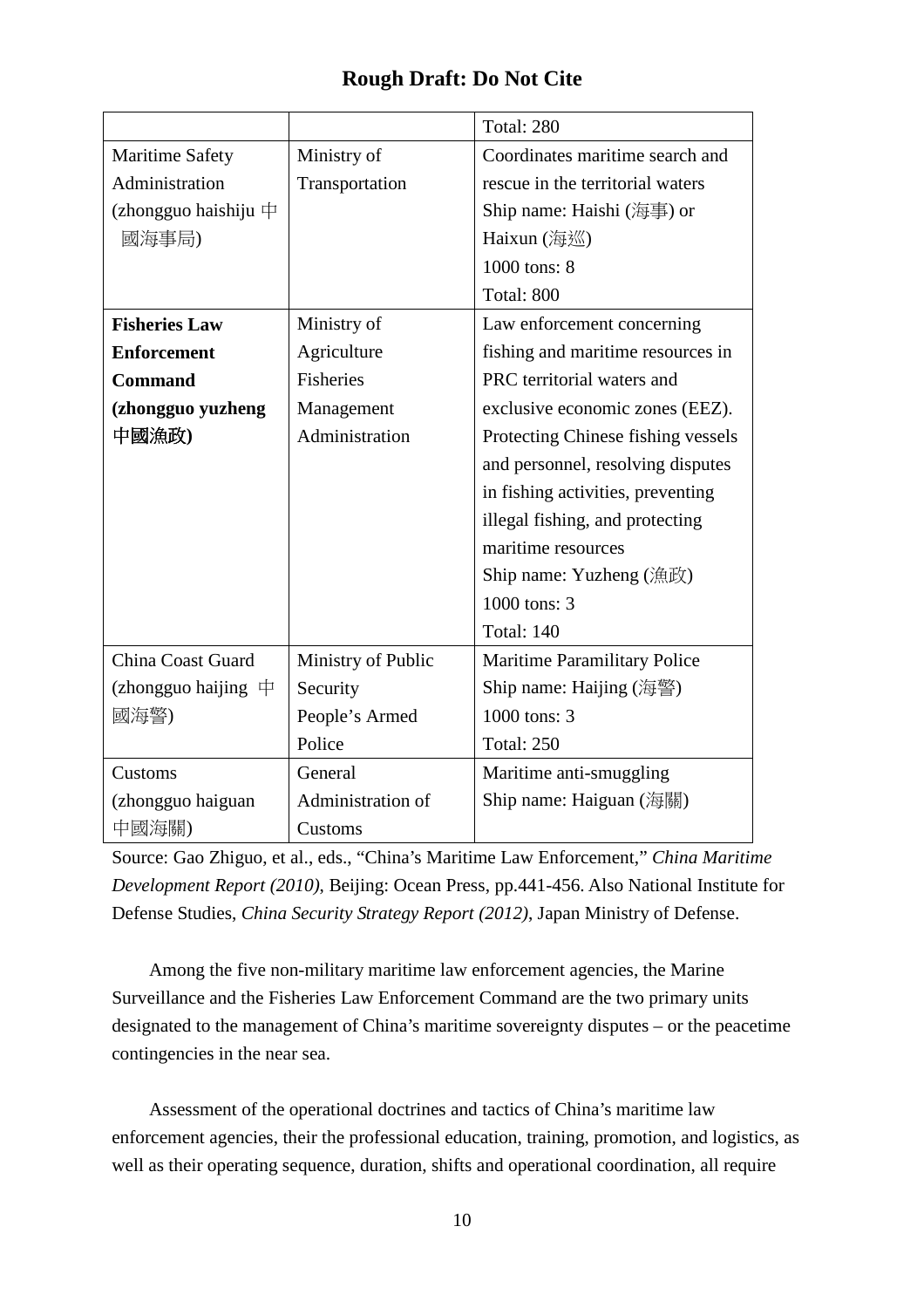**Rough Draft: Do Not Cite**

| | | |
|---|---|---|
| | | Total: 280 |
| Maritime Safety Administration (zhongguo haishiju 中國海事局) | Ministry of Transportation | Coordinates maritime search and rescue in the territorial waters<br>Ship name: Haishi (海事) or Haixun (海巡)<br>1000 tons: 8<br>Total: 800 |
| **Fisheries Law Enforcement Command (zhongguo yuzheng 中國漁政)** | Ministry of Agriculture Fisheries Management Administration | Law enforcement concerning fishing and maritime resources in PRC territorial waters and exclusive economic zones (EEZ). Protecting Chinese fishing vessels and personnel, resolving disputes in fishing activities, preventing illegal fishing, and protecting maritime resources<br>Ship name: Yuzheng (漁政)<br>1000 tons: 3<br>Total: 140 |
| China Coast Guard (zhongguo haijing 中國海警) | Ministry of Public Security People's Armed Police | Maritime Paramilitary Police<br>Ship name: Haijing (海警)<br>1000 tons: 3<br>Total: 250 |
| Customs (zhongguo haiguan 中國海關) | General Administration of Customs | Maritime anti-smuggling<br>Ship name: Haiguan (海關) |

Source: Gao Zhiguo, et al., eds., "China's Maritime Law Enforcement," *China Maritime Development Report (2010)*, Beijing: Ocean Press, pp.441-456. Also National Institute for Defense Studies, *China Security Strategy Report (2012)*, Japan Ministry of Defense.

Among the five non-military maritime law enforcement agencies, the Marine Surveillance and the Fisheries Law Enforcement Command are the two primary units designated to the management of China's maritime sovereignty disputes – or the peacetime contingencies in the near sea.

Assessment of the operational doctrines and tactics of China's maritime law enforcement agencies, their the professional education, training, promotion, and logistics, as well as their operating sequence, duration, shifts and operational coordination, all require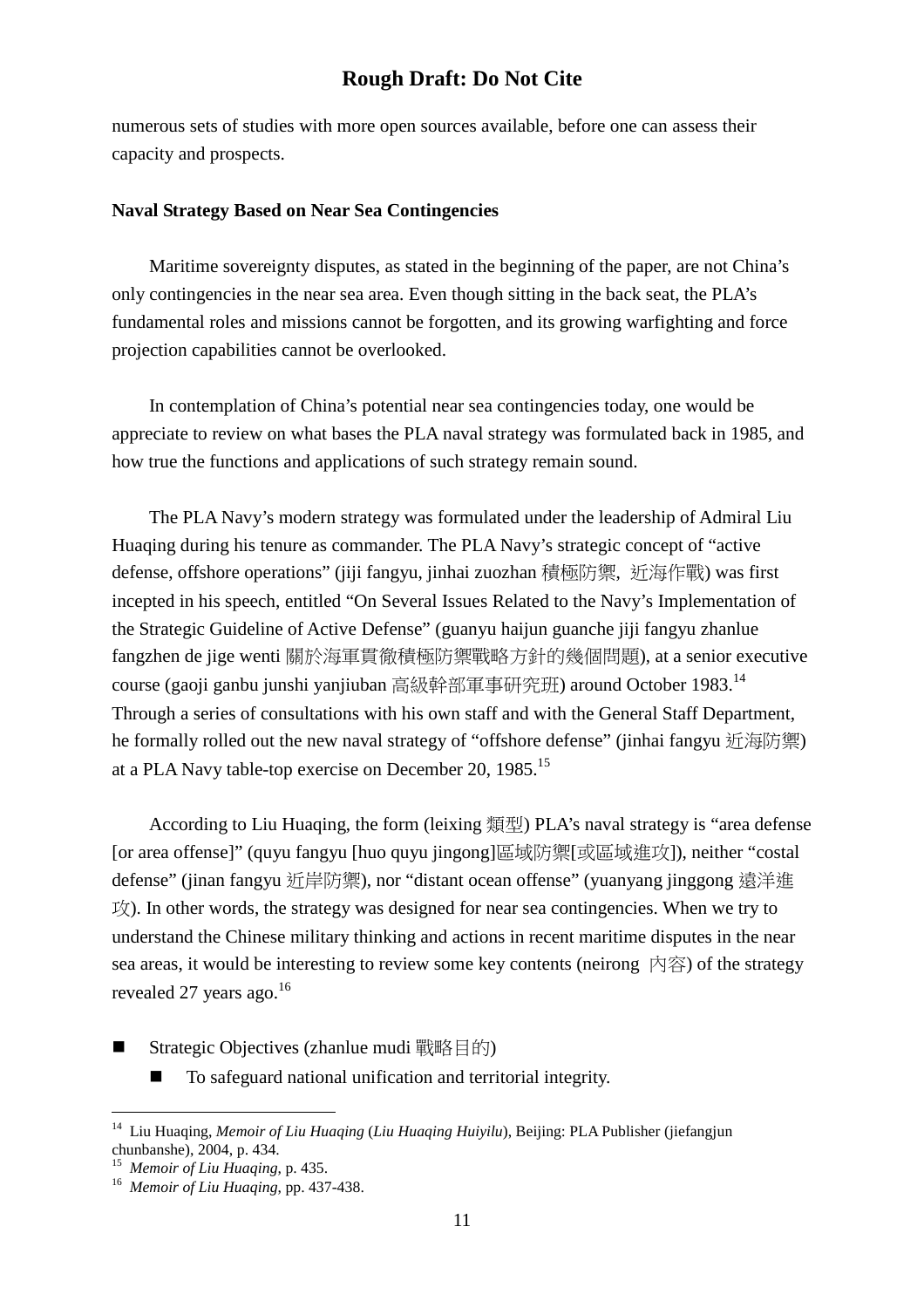numerous sets of studies with more open sources available, before one can assess their capacity and prospects.

**Naval Strategy Based on Near Sea Contingencies**

Maritime sovereignty disputes, as stated in the beginning of the paper, are not China's only contingencies in the near sea area. Even though sitting in the back seat, the PLA's fundamental roles and missions cannot be forgotten, and its growing warfighting and force projection capabilities cannot be overlooked.

In contemplation of China's potential near sea contingencies today, one would be appreciate to review on what bases the PLA naval strategy was formulated back in 1985, and how true the functions and applications of such strategy remain sound.

The PLA Navy's modern strategy was formulated under the leadership of Admiral Liu Huaqing during his tenure as commander. The PLA Navy's strategic concept of "active defense, offshore operations" (jiji fangyu, jinhai zuozhan 積極防禦, 近海作戰) was first incepted in his speech, entitled "On Several Issues Related to the Navy's Implementation of the Strategic Guideline of Active Defense" (guanyu haijun guanche jiji fangyu zhanlue fangzhen de jige wenti 關於海軍貫徹積極防禦戰略方針的幾個問題), at a senior executive course (gaoji ganbu junshi yanjiuban 高級幹部軍事研究班) around October 1983.[14] Through a series of consultations with his own staff and with the General Staff Department, he formally rolled out the new naval strategy of "offshore defense" (jinhai fangyu 近海防禦) at a PLA Navy table-top exercise on December 20, 1985.[15]

According to Liu Huaqing, the form (leixing 類型) PLA's naval strategy is "area defense [or area offense]" (quyu fangyu [huo quyu jingong]區域防禦[或區域進攻]), neither "costal defense" (jinan fangyu 近岸防禦), nor "distant ocean offense" (yuanyang jinggong 遠洋進攻). In other words, the strategy was designed for near sea contingencies. When we try to understand the Chinese military thinking and actions in recent maritime disputes in the near sea areas, it would be interesting to review some key contents (neirong 內容) of the strategy revealed 27 years ago.[16]

- Strategic Objectives (zhanlue mudi 戰略目的)
  - To safeguard national unification and territorial integrity.

---

[14] Liu Huaqing, *Memoir of Liu Huaqing* (*Liu Huaqing Huiyilu*), Beijing: PLA Publisher (jiefangjun chunbanshe), 2004, p. 434.

[15] *Memoir of Liu Huaqing*, p. 435.

[16] *Memoir of Liu Huaqing*, pp. 437-438.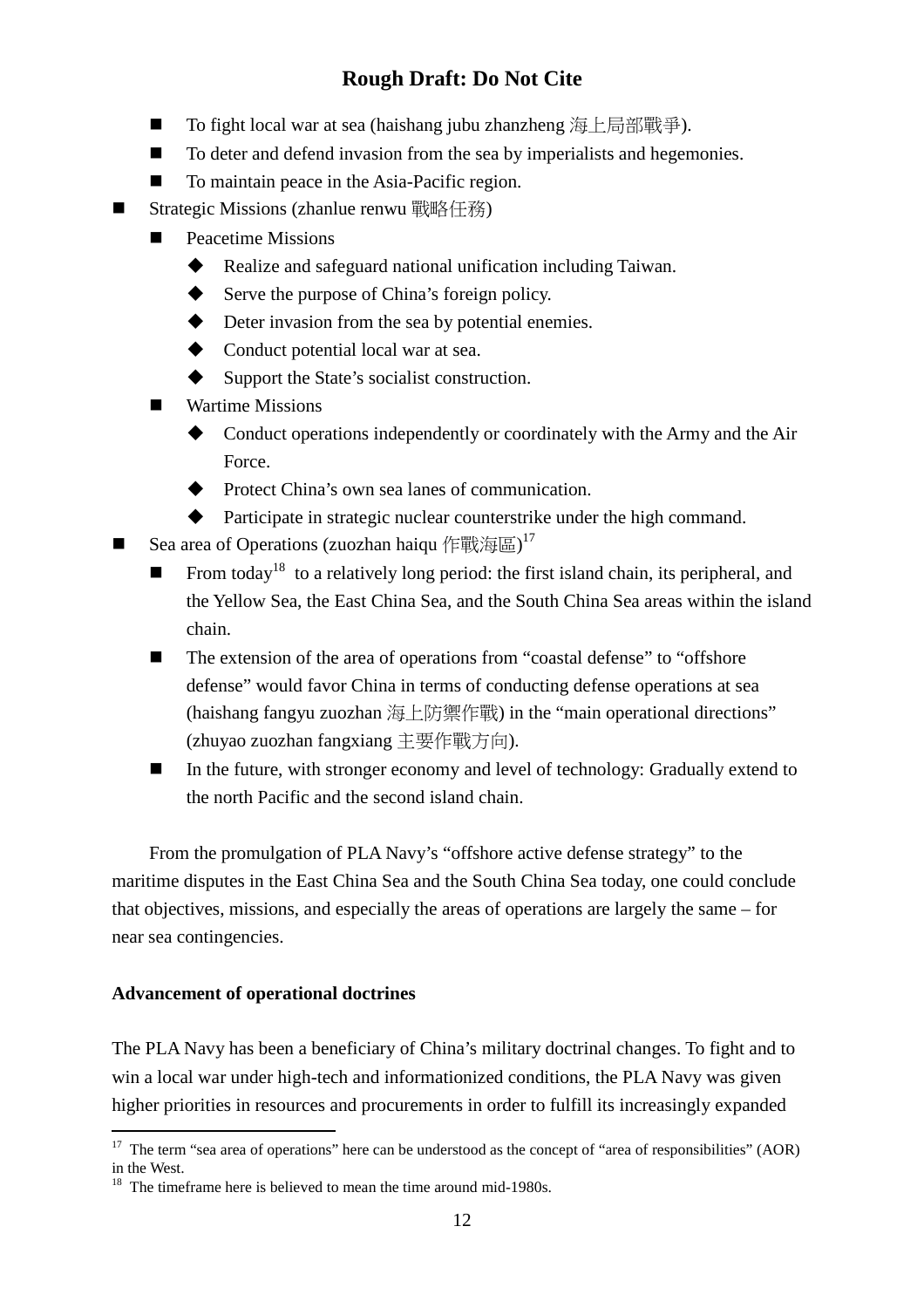- To fight local war at sea (haishang jubu zhanzheng 海上局部戰爭).
- To deter and defend invasion from the sea by imperialists and hegemonies.
- To maintain peace in the Asia-Pacific region.

- Strategic Missions (zhanlue renwu 戰略任務)
  - Peacetime Missions
    - Realize and safeguard national unification including Taiwan.
    - Serve the purpose of China's foreign policy.
    - Deter invasion from the sea by potential enemies.
    - Conduct potential local war at sea.
    - Support the State's socialist construction.
  - Wartime Missions
    - Conduct operations independently or coordinately with the Army and the Air Force.
    - Protect China's own sea lanes of communication.
    - Participate in strategic nuclear counterstrike under the high command.
- Sea area of Operations (zuozhan haiqu 作戰海區)[17]
  - From today[18] to a relatively long period: the first island chain, its peripheral, and the Yellow Sea, the East China Sea, and the South China Sea areas within the island chain.
  - The extension of the area of operations from "coastal defense" to "offshore defense" would favor China in terms of conducting defense operations at sea (haishang fangyu zuozhan 海上防禦作戰) in the "main operational directions" (zhuyao zuozhan fangxiang 主要作戰方向).
  - In the future, with stronger economy and level of technology: Gradually extend to the north Pacific and the second island chain.

From the promulgation of PLA Navy's "offshore active defense strategy" to the maritime disputes in the East China Sea and the South China Sea today, one could conclude that objectives, missions, and especially the areas of operations are largely the same – for near sea contingencies.

**Advancement of operational doctrines**

The PLA Navy has been a beneficiary of China's military doctrinal changes. To fight and to win a local war under high-tech and informationized conditions, the PLA Navy was given higher priorities in resources and procurements in order to fulfill its increasingly expanded

---

[17] The term "sea area of operations" here can be understood as the concept of "area of responsibilities" (AOR) in the West.

[18] The timeframe here is believed to mean the time around mid-1980s.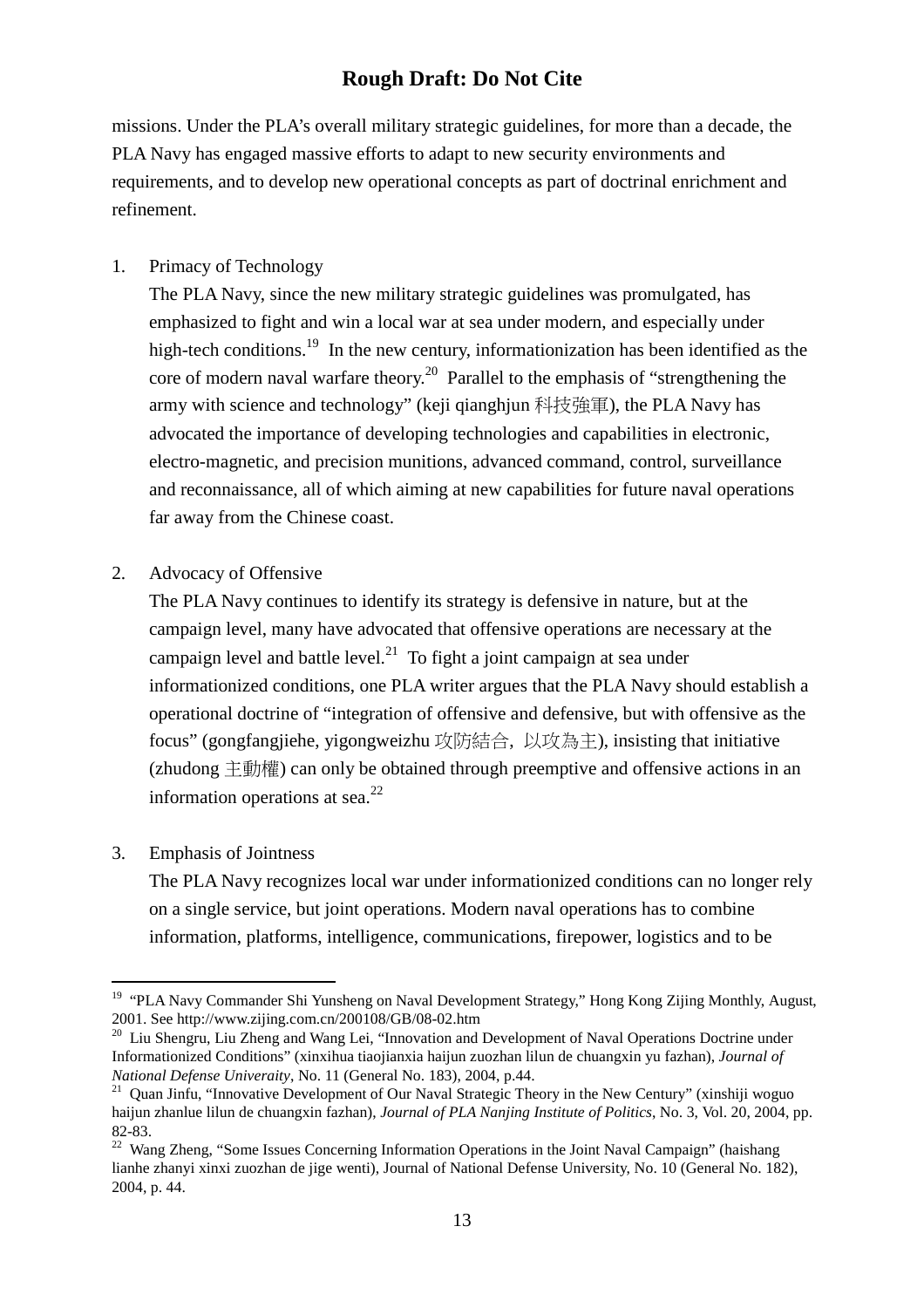missions. Under the PLA's overall military strategic guidelines, for more than a decade, the PLA Navy has engaged massive efforts to adapt to new security environments and requirements, and to develop new operational concepts as part of doctrinal enrichment and refinement.

1. Primacy of Technology

   The PLA Navy, since the new military strategic guidelines was promulgated, has emphasized to fight and win a local war at sea under modern, and especially under high-tech conditions.[19] In the new century, informationization has been identified as the core of modern naval warfare theory.[20] Parallel to the emphasis of "strengthening the army with science and technology" (keji qianghjun 科技強軍), the PLA Navy has advocated the importance of developing technologies and capabilities in electronic, electro-magnetic, and precision munitions, advanced command, control, surveillance and reconnaissance, all of which aiming at new capabilities for future naval operations far away from the Chinese coast.

2. Advocacy of Offensive

   The PLA Navy continues to identify its strategy is defensive in nature, but at the campaign level, many have advocated that offensive operations are necessary at the campaign level and battle level.[21] To fight a joint campaign at sea under informationized conditions, one PLA writer argues that the PLA Navy should establish a operational doctrine of "integration of offensive and defensive, but with offensive as the focus" (gongfangjiehe, yigongweizhu 攻防結合，以攻為主), insisting that initiative (zhudong 主動權) can only be obtained through preemptive and offensive actions in an information operations at sea.[22]

3. Emphasis of Jointness

   The PLA Navy recognizes local war under informationized conditions can no longer rely on a single service, but joint operations. Modern naval operations has to combine information, platforms, intelligence, communications, firepower, logistics and to be

---

[19] "PLA Navy Commander Shi Yunsheng on Naval Development Strategy," Hong Kong Zijing Monthly, August, 2001. See http://www.zijing.com.cn/200108/GB/08-02.htm

[20] Liu Shengru, Liu Zheng and Wang Lei, "Innovation and Development of Naval Operations Doctrine under Informationized Conditions" (xinxihua tiaojianxia haijun zuozhan lilun de chuangxin yu fazhan), *Journal of National Defense Univeraity*, No. 11 (General No. 183), 2004, p.44.

[21] Quan Jinfu, "Innovative Development of Our Naval Strategic Theory in the New Century" (xinshiji woguo haijun zhanlue lilun de chuangxin fazhan), *Journal of PLA Nanjing Institute of Politics*, No. 3, Vol. 20, 2004, pp. 82-83.

[22] Wang Zheng, "Some Issues Concerning Information Operations in the Joint Naval Campaign" (haishang lianhe zhanyi xinxi zuozhan de jige wenti), Journal of National Defense University, No. 10 (General No. 182), 2004, p. 44.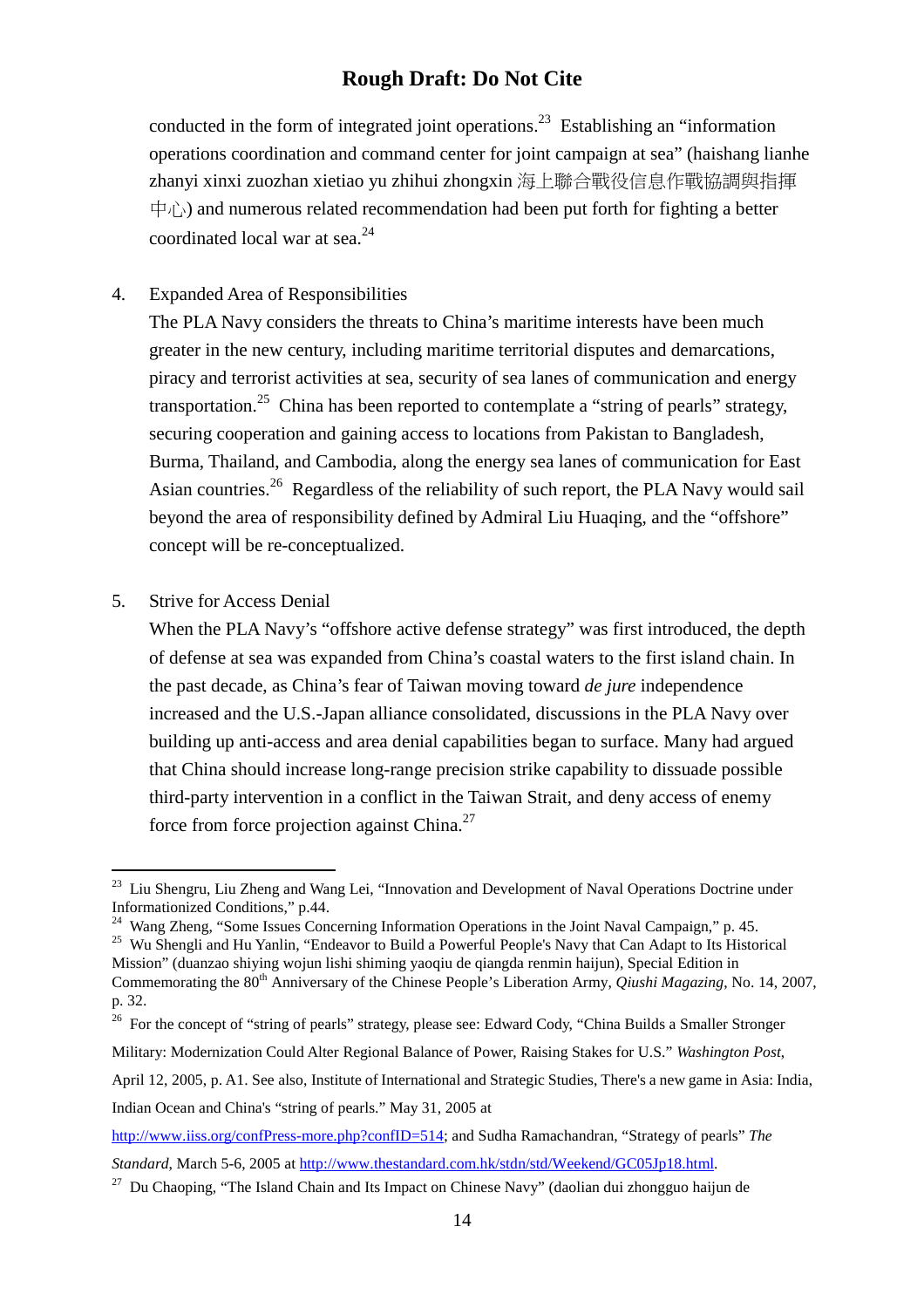conducted in the form of integrated joint operations.[23] Establishing an "information operations coordination and command center for joint campaign at sea" (haishang lianhe zhanyi xinxi zuozhan xietiao yu zhihui zhongxin 海上聯合戰役信息作戰協調與指揮中心) and numerous related recommendation had been put forth for fighting a better coordinated local war at sea.[24]

4. Expanded Area of Responsibilities

   The PLA Navy considers the threats to China's maritime interests have been much greater in the new century, including maritime territorial disputes and demarcations, piracy and terrorist activities at sea, security of sea lanes of communication and energy transportation.[25] China has been reported to contemplate a "string of pearls" strategy, securing cooperation and gaining access to locations from Pakistan to Bangladesh, Burma, Thailand, and Cambodia, along the energy sea lanes of communication for East Asian countries.[26] Regardless of the reliability of such report, the PLA Navy would sail beyond the area of responsibility defined by Admiral Liu Huaqing, and the "offshore" concept will be re-conceptualized.

5. Strive for Access Denial

   When the PLA Navy's "offshore active defense strategy" was first introduced, the depth of defense at sea was expanded from China's coastal waters to the first island chain. In the past decade, as China's fear of Taiwan moving toward *de jure* independence increased and the U.S.-Japan alliance consolidated, discussions in the PLA Navy over building up anti-access and area denial capabilities began to surface. Many had argued that China should increase long-range precision strike capability to dissuade possible third-party intervention in a conflict in the Taiwan Strait, and deny access of enemy force from force projection against China.[27]

---

[23] Liu Shengru, Liu Zheng and Wang Lei, "Innovation and Development of Naval Operations Doctrine under Informationized Conditions," p.44.

[24] Wang Zheng, "Some Issues Concerning Information Operations in the Joint Naval Campaign," p. 45.

[25] Wu Shengli and Hu Yanlin, "Endeavor to Build a Powerful People's Navy that Can Adapt to Its Historical Mission" (duanzao shiying wojun lishi shiming yaoqiu de qiangda renmin haijun), Special Edition in Commemorating the 80th Anniversary of the Chinese People's Liberation Army, *Qiushi Magazing*, No. 14, 2007, p. 32.

[26] For the concept of "string of pearls" strategy, please see: Edward Cody, "China Builds a Smaller Stronger Military: Modernization Could Alter Regional Balance of Power, Raising Stakes for U.S." *Washington Post*, April 12, 2005, p. A1. See also, Institute of International and Strategic Studies, There's a new game in Asia: India, Indian Ocean and China's "string of pearls." May 31, 2005 at http://www.iiss.org/confPress-more.php?confID=514; and Sudha Ramachandran, "Strategy of pearls" *The Standard*, March 5-6, 2005 at http://www.thestandard.com.hk/stdn/std/Weekend/GC05Jp18.html.

[27] Du Chaoping, "The Island Chain and Its Impact on Chinese Navy" (daolian dui zhongguo haijun de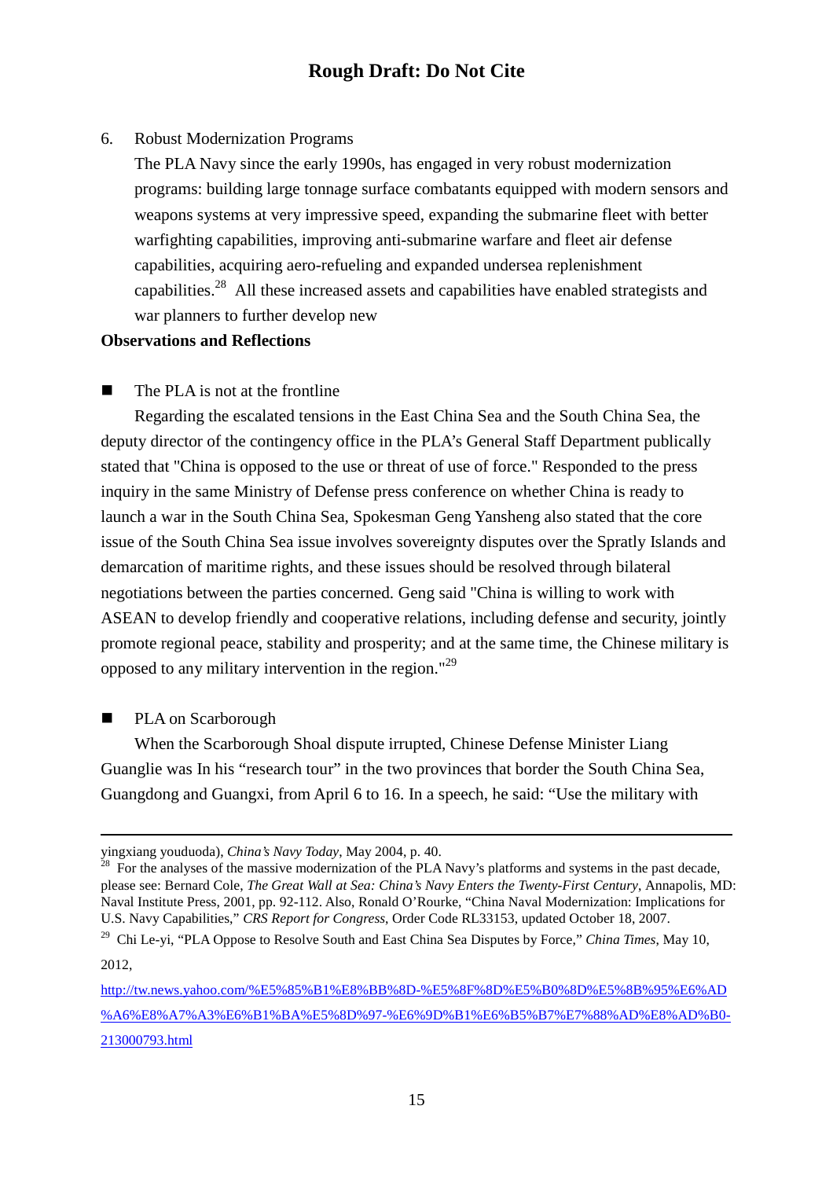6. Robust Modernization Programs

   The PLA Navy since the early 1990s, has engaged in very robust modernization programs: building large tonnage surface combatants equipped with modern sensors and weapons systems at very impressive speed, expanding the submarine fleet with better warfighting capabilities, improving anti-submarine warfare and fleet air defense capabilities, acquiring aero-refueling and expanded undersea replenishment capabilities.[28] All these increased assets and capabilities have enabled strategists and war planners to further develop new

**Observations and Reflections**

■ The PLA is not at the frontline

Regarding the escalated tensions in the East China Sea and the South China Sea, the deputy director of the contingency office in the PLA's General Staff Department publically stated that "China is opposed to the use or threat of use of force." Responded to the press inquiry in the same Ministry of Defense press conference on whether China is ready to launch a war in the South China Sea, Spokesman Geng Yansheng also stated that the core issue of the South China Sea issue involves sovereignty disputes over the Spratly Islands and demarcation of maritime rights, and these issues should be resolved through bilateral negotiations between the parties concerned. Geng said "China is willing to work with ASEAN to develop friendly and cooperative relations, including defense and security, jointly promote regional peace, stability and prosperity; and at the same time, the Chinese military is opposed to any military intervention in the region."[29]

■ PLA on Scarborough

When the Scarborough Shoal dispute irrupted, Chinese Defense Minister Liang Guanglie was In his "research tour" in the two provinces that border the South China Sea, Guangdong and Guangxi, from April 6 to 16. In a speech, he said: "Use the military with

---

yingxiang youduoda), *China's Navy Today*, May 2004, p. 40.

[28] For the analyses of the massive modernization of the PLA Navy's platforms and systems in the past decade, please see: Bernard Cole, *The Great Wall at Sea: China's Navy Enters the Twenty-First Century*, Annapolis, MD: Naval Institute Press, 2001, pp. 92-112. Also, Ronald O'Rourke, "China Naval Modernization: Implications for U.S. Navy Capabilities," *CRS Report for Congress*, Order Code RL33153, updated October 18, 2007.

[29] Chi Le-yi, "PLA Oppose to Resolve South and East China Sea Disputes by Force," *China Times*, May 10, 2012, http://tw.news.yahoo.com/%E5%85%B1%E8%BB%8D-%E5%8F%8D%E5%B0%8D%E5%8B%95%E6%AD%A6%E8%A7%A3%E6%B1%BA%E5%8D%97-%E6%9D%B1%E6%B5%B7%E7%88%AD%E8%AD%B0-213000793.html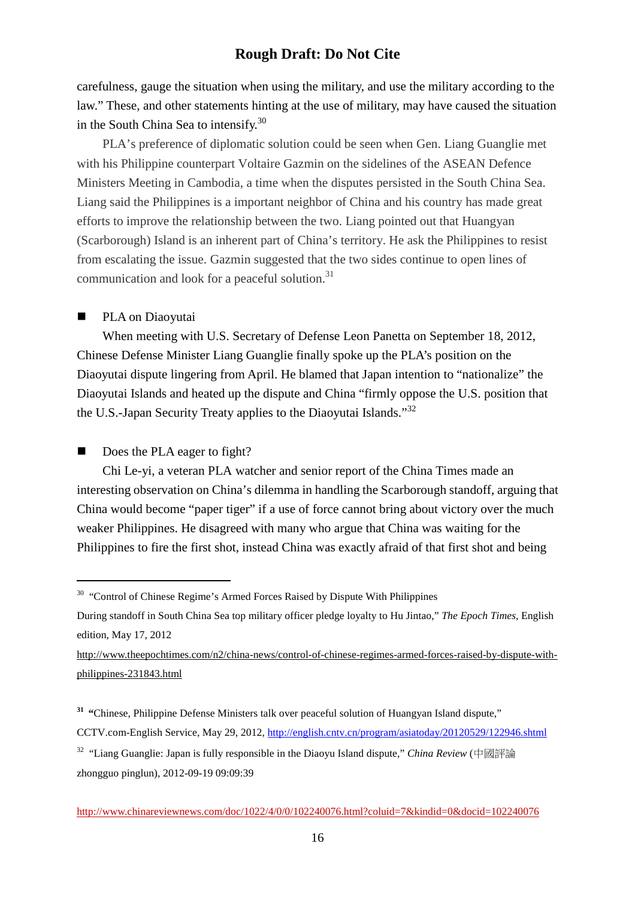carefulness, gauge the situation when using the military, and use the military according to the law." These, and other statements hinting at the use of military, may have caused the situation in the South China Sea to intensify.[30]

PLA's preference of diplomatic solution could be seen when Gen. Liang Guanglie met with his Philippine counterpart Voltaire Gazmin on the sidelines of the ASEAN Defence Ministers Meeting in Cambodia, a time when the disputes persisted in the South China Sea. Liang said the Philippines is a important neighbor of China and his country has made great efforts to improve the relationship between the two. Liang pointed out that Huangyan (Scarborough) Island is an inherent part of China's territory. He ask the Philippines to resist from escalating the issue. Gazmin suggested that the two sides continue to open lines of communication and look for a peaceful solution.[31]

- PLA on Diaoyutai

When meeting with U.S. Secretary of Defense Leon Panetta on September 18, 2012, Chinese Defense Minister Liang Guanglie finally spoke up the PLA's position on the Diaoyutai dispute lingering from April. He blamed that Japan intention to "nationalize" the Diaoyutai Islands and heated up the dispute and China "firmly oppose the U.S. position that the U.S.-Japan Security Treaty applies to the Diaoyutai Islands."[32]

- Does the PLA eager to fight?

Chi Le-yi, a veteran PLA watcher and senior report of the China Times made an interesting observation on China's dilemma in handling the Scarborough standoff, arguing that China would become "paper tiger" if a use of force cannot bring about victory over the much weaker Philippines. He disagreed with many who argue that China was waiting for the Philippines to fire the first shot, instead China was exactly afraid of that first shot and being

---

[30] "Control of Chinese Regime's Armed Forces Raised by Dispute With Philippines During standoff in South China Sea top military officer pledge loyalty to Hu Jintao," *The Epoch Times*, English edition, May 17, 2012 http://www.theepochtimes.com/n2/china-news/control-of-chinese-regimes-armed-forces-raised-by-dispute-with-philippines-231843.html

[31] "Chinese, Philippine Defense Ministers talk over peaceful solution of Huangyan Island dispute," CCTV.com-English Service, May 29, 2012, http://english.cntv.cn/program/asiatoday/20120529/122946.shtml

[32] "Liang Guanglie: Japan is fully responsible in the Diaoyu Island dispute," *China Review* (中國評論 zhongguo pinglun), 2012-09-19 09:09:39

http://www.chinareviewnews.com/doc/1022/4/0/0/102240076.html?coluid=7&kindid=0&docid=102240076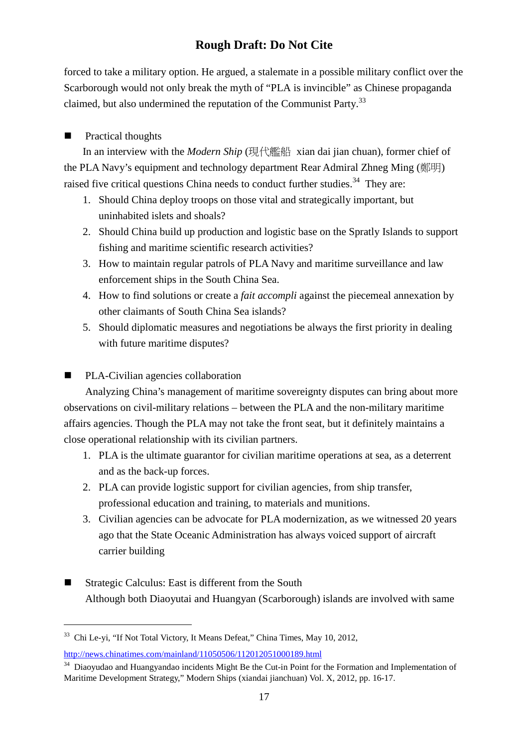forced to take a military option. He argued, a stalemate in a possible military conflict over the Scarborough would not only break the myth of "PLA is invincible" as Chinese propaganda claimed, but also undermined the reputation of the Communist Party.[33]

■ Practical thoughts

In an interview with the *Modern Ship* (現代艦船 xian dai jian chuan), former chief of the PLA Navy's equipment and technology department Rear Admiral Zhneg Ming (鄭明) raised five critical questions China needs to conduct further studies.[34] They are:

1. Should China deploy troops on those vital and strategically important, but uninhabited islets and shoals?
2. Should China build up production and logistic base on the Spratly Islands to support fishing and maritime scientific research activities?
3. How to maintain regular patrols of PLA Navy and maritime surveillance and law enforcement ships in the South China Sea.
4. How to find solutions or create a *fait accompli* against the piecemeal annexation by other claimants of South China Sea islands?
5. Should diplomatic measures and negotiations be always the first priority in dealing with future maritime disputes?

■ PLA-Civilian agencies collaboration

Analyzing China's management of maritime sovereignty disputes can bring about more observations on civil-military relations – between the PLA and the non-military maritime affairs agencies. Though the PLA may not take the front seat, but it definitely maintains a close operational relationship with its civilian partners.

1. PLA is the ultimate guarantor for civilian maritime operations at sea, as a deterrent and as the back-up forces.
2. PLA can provide logistic support for civilian agencies, from ship transfer, professional education and training, to materials and munitions.
3. Civilian agencies can be advocate for PLA modernization, as we witnessed 20 years ago that the State Oceanic Administration has always voiced support of aircraft carrier building

■ Strategic Calculus: East is different from the South

Although both Diaoyutai and Huangyan (Scarborough) islands are involved with same

---

[33] Chi Le-yi, "If Not Total Victory, It Means Defeat," China Times, May 10, 2012, http://news.chinatimes.com/mainland/11050506/112012051000189.html

[34] Diaoyudao and Huangyandao incidents Might Be the Cut-in Point for the Formation and Implementation of Maritime Development Strategy," Modern Ships (xiandai jianchuan) Vol. X, 2012, pp. 16-17.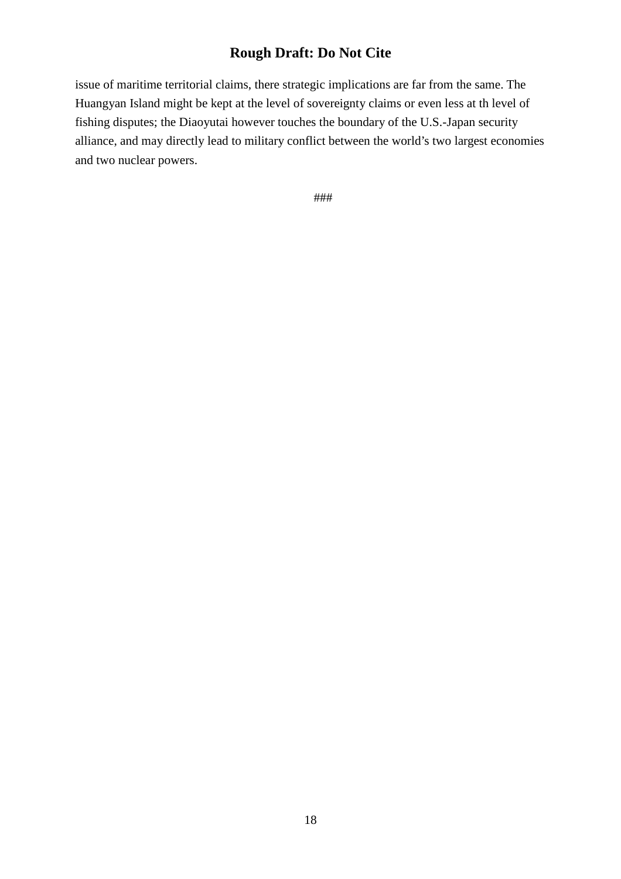issue of maritime territorial claims, there strategic implications are far from the same. The Huangyan Island might be kept at the level of sovereignty claims or even less at th level of fishing disputes; the Diaoyutai however touches the boundary of the U.S.-Japan security alliance, and may directly lead to military conflict between the world's two largest economies and two nuclear powers.

###